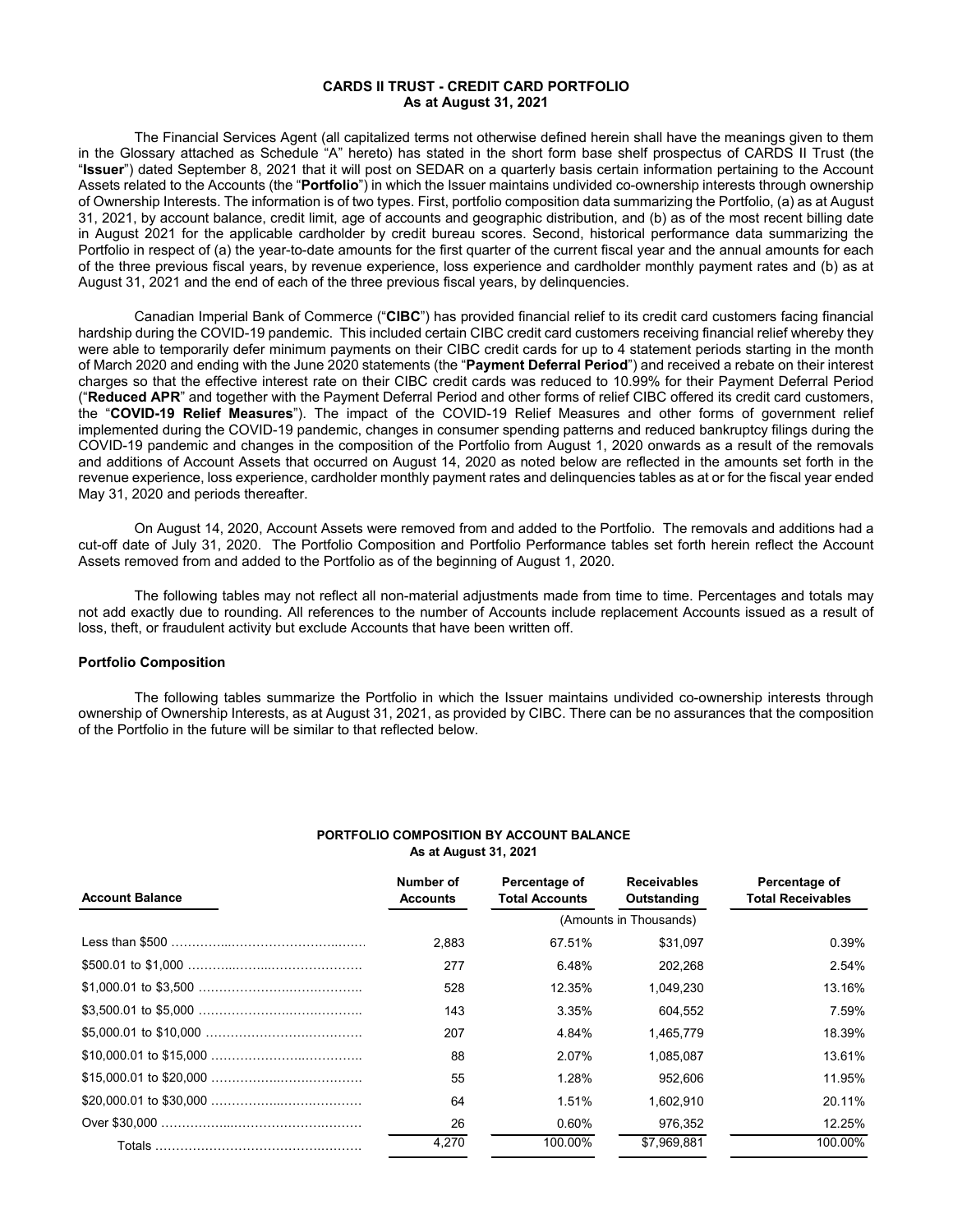# CARDS II TRUST - CREDIT CARD PORTFOLIO
## As at August 31, 2021

The Financial Services Agent (all capitalized terms not otherwise defined herein shall have the meanings given to them in the Glossary attached as Schedule "A" hereto) has stated in the short form base shelf prospectus of CARDS II Trust (the "**Issuer**") dated September 8, 2021 that it will post on SEDAR on a quarterly basis certain information pertaining to the Account Assets related to the Accounts (the "**Portfolio**") in which the Issuer maintains undivided co-ownership interests through ownership of Ownership Interests. The information is of two types. First, portfolio composition data summarizing the Portfolio, (a) as at August 31, 2021, by account balance, credit limit, age of accounts and geographic distribution, and (b) as of the most recent billing date in August 2021 for the applicable cardholder by credit bureau scores. Second, historical performance data summarizing the Portfolio in respect of (a) the year-to-date amounts for the first quarter of the current fiscal year and the annual amounts for each of the three previous fiscal years, by revenue experience, loss experience and cardholder monthly payment rates and (b) as at August 31, 2021 and the end of each of the three previous fiscal years, by delinquencies.

Canadian Imperial Bank of Commerce ("**CIBC**") has provided financial relief to its credit card customers facing financial hardship during the COVID-19 pandemic. This included certain CIBC credit card customers receiving financial relief whereby they were able to temporarily defer minimum payments on their CIBC credit cards for up to 4 statement periods starting in the month of March 2020 and ending with the June 2020 statements (the "**Payment Deferral Period**") and received a rebate on their interest charges so that the effective interest rate on their CIBC credit cards was reduced to 10.99% for their Payment Deferral Period ("**Reduced APR**" and together with the Payment Deferral Period and other forms of relief CIBC offered its credit card customers, the "**COVID-19 Relief Measures**"). The impact of the COVID-19 Relief Measures and other forms of government relief implemented during the COVID-19 pandemic, changes in consumer spending patterns and reduced bankruptcy filings during the COVID-19 pandemic and changes in the composition of the Portfolio from August 1, 2020 onwards as a result of the removals and additions of Account Assets that occurred on August 14, 2020 as noted below are reflected in the amounts set forth in the revenue experience, loss experience, cardholder monthly payment rates and delinquencies tables as at or for the fiscal year ended May 31, 2020 and periods thereafter.

On August 14, 2020, Account Assets were removed from and added to the Portfolio. The removals and additions had a cut-off date of July 31, 2020. The Portfolio Composition and Portfolio Performance tables set forth herein reflect the Account Assets removed from and added to the Portfolio as of the beginning of August 1, 2020.

The following tables may not reflect all non-material adjustments made from time to time. Percentages and totals may not add exactly due to rounding. All references to the number of Accounts include replacement Accounts issued as a result of loss, theft, or fraudulent activity but exclude Accounts that have been written off.

### Portfolio Composition

The following tables summarize the Portfolio in which the Issuer maintains undivided co-ownership interests through ownership of Ownership Interests, as at August 31, 2021, as provided by CIBC. There can be no assurances that the composition of the Portfolio in the future will be similar to that reflected below.

**PORTFOLIO COMPOSITION BY ACCOUNT BALANCE**
**As at August 31, 2021**

| Account Balance | Number of Accounts | Percentage of Total Accounts | Receivables Outstanding | Percentage of Total Receivables |
|---|---|---|---|---|
| | | (Amounts in Thousands) | | |
| Less than $500 | 2,883 | 67.51% | $31,097 | 0.39% |
| $500.01 to $1,000 | 277 | 6.48% | 202,268 | 2.54% |
| $1,000.01 to $3,500 | 528 | 12.35% | 1,049,230 | 13.16% |
| $3,500.01 to $5,000 | 143 | 3.35% | 604,552 | 7.59% |
| $5,000.01 to $10,000 | 207 | 4.84% | 1,465,779 | 18.39% |
| $10,000.01 to $15,000 | 88 | 2.07% | 1,085,087 | 13.61% |
| $15,000.01 to $20,000 | 55 | 1.28% | 952,606 | 11.95% |
| $20,000.01 to $30,000 | 64 | 1.51% | 1,602,910 | 20.11% |
| Over $30,000 | 26 | 0.60% | 976,352 | 12.25% |
| Totals | 4,270 | 100.00% | $7,969,881 | 100.00% |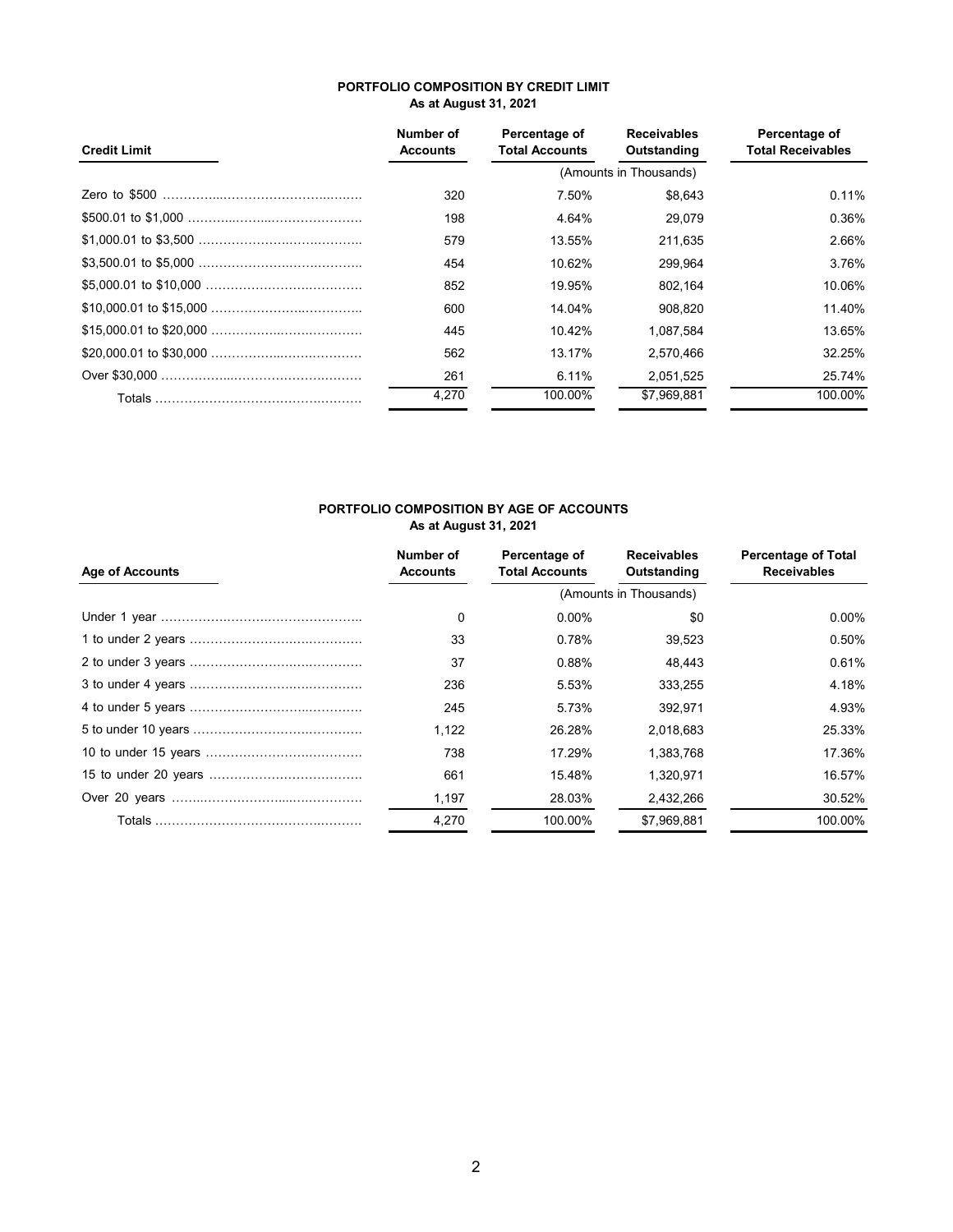## PORTFOLIO COMPOSITION BY CREDIT LIMIT
**As at August 31, 2021**

| Credit Limit | Number of Accounts | Percentage of Total Accounts | Receivables Outstanding | Percentage of Total Receivables |
|---|---|---|---|---|
| | | | (Amounts in Thousands) | |
| Zero to $500 | 320 | 7.50% | $8,643 | 0.11% |
| $500.01 to $1,000 | 198 | 4.64% | 29,079 | 0.36% |
| $1,000.01 to $3,500 | 579 | 13.55% | 211,635 | 2.66% |
| $3,500.01 to $5,000 | 454 | 10.62% | 299,964 | 3.76% |
| $5,000.01 to $10,000 | 852 | 19.95% | 802,164 | 10.06% |
| $10,000.01 to $15,000 | 600 | 14.04% | 908,820 | 11.40% |
| $15,000.01 to $20,000 | 445 | 10.42% | 1,087,584 | 13.65% |
| $20,000.01 to $30,000 | 562 | 13.17% | 2,570,466 | 32.25% |
| Over $30,000 | 261 | 6.11% | 2,051,525 | 25.74% |
| Totals | 4,270 | 100.00% | $7,969,881 | 100.00% |

## PORTFOLIO COMPOSITION BY AGE OF ACCOUNTS
**As at August 31, 2021**

| Age of Accounts | Number of Accounts | Percentage of Total Accounts | Receivables Outstanding | Percentage of Total Receivables |
|---|---|---|---|---|
| | | | (Amounts in Thousands) | |
| Under 1 year | 0 | 0.00% | $0 | 0.00% |
| 1 to under 2 years | 33 | 0.78% | 39,523 | 0.50% |
| 2 to under 3 years | 37 | 0.88% | 48,443 | 0.61% |
| 3 to under 4 years | 236 | 5.53% | 333,255 | 4.18% |
| 4 to under 5 years | 245 | 5.73% | 392,971 | 4.93% |
| 5 to under 10 years | 1,122 | 26.28% | 2,018,683 | 25.33% |
| 10 to under 15 years | 738 | 17.29% | 1,383,768 | 17.36% |
| 15 to under 20 years | 661 | 15.48% | 1,320,971 | 16.57% |
| Over 20 years | 1,197 | 28.03% | 2,432,266 | 30.52% |
| Totals | 4,270 | 100.00% | $7,969,881 | 100.00% |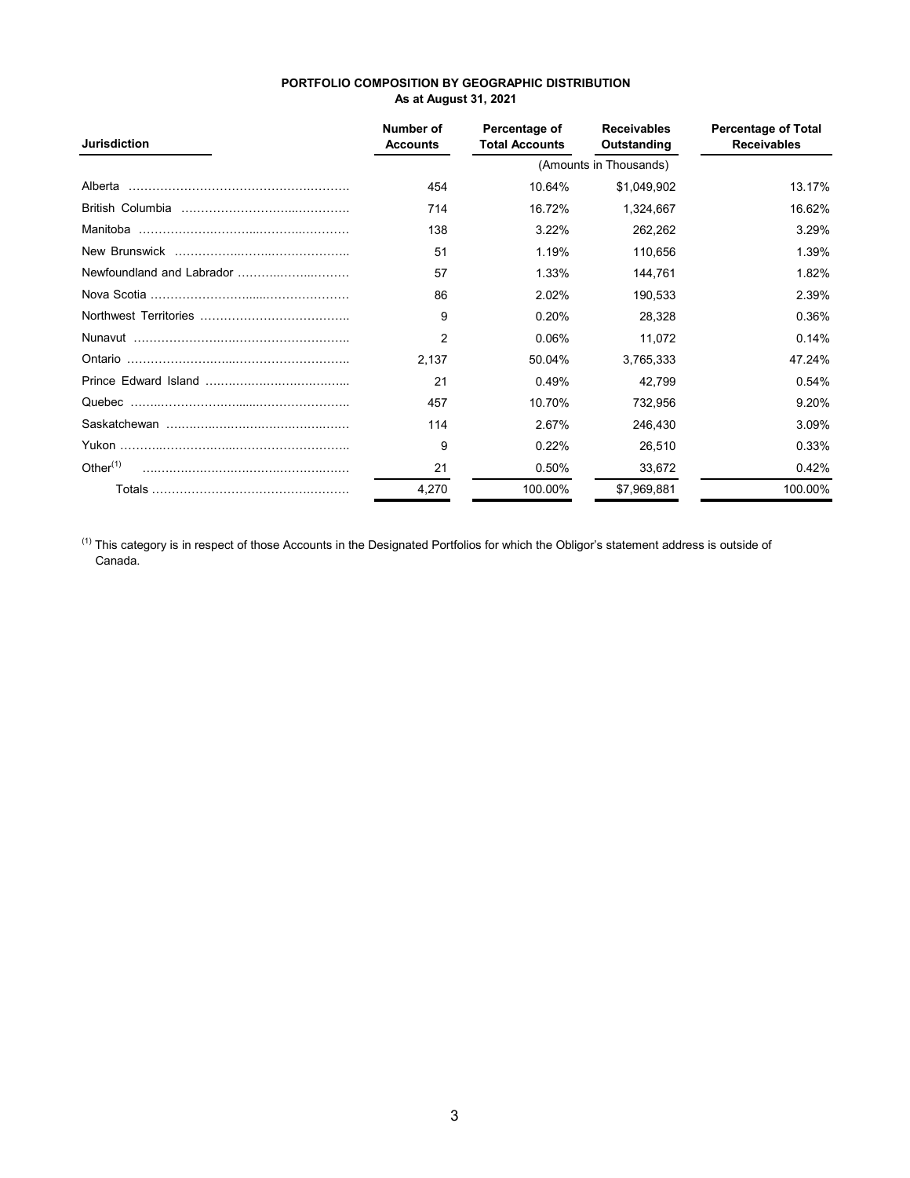**PORTFOLIO COMPOSITION BY GEOGRAPHIC DISTRIBUTION**
**As at August 31, 2021**

| Jurisdiction | Number of Accounts | Percentage of Total Accounts | Receivables Outstanding | Percentage of Total Receivables |
|---|---|---|---|---|
| | | (Amounts in Thousands) | | |
| Alberta | 454 | 10.64% | $1,049,902 | 13.17% |
| British Columbia | 714 | 16.72% | 1,324,667 | 16.62% |
| Manitoba | 138 | 3.22% | 262,262 | 3.29% |
| New Brunswick | 51 | 1.19% | 110,656 | 1.39% |
| Newfoundland and Labrador | 57 | 1.33% | 144,761 | 1.82% |
| Nova Scotia | 86 | 2.02% | 190,533 | 2.39% |
| Northwest Territories | 9 | 0.20% | 28,328 | 0.36% |
| Nunavut | 2 | 0.06% | 11,072 | 0.14% |
| Ontario | 2,137 | 50.04% | 3,765,333 | 47.24% |
| Prince Edward Island | 21 | 0.49% | 42,799 | 0.54% |
| Quebec | 457 | 10.70% | 732,956 | 9.20% |
| Saskatchewan | 114 | 2.67% | 246,430 | 3.09% |
| Yukon | 9 | 0.22% | 26,510 | 0.33% |
| Other[(1)] | 21 | 0.50% | 33,672 | 0.42% |
| Totals | 4,270 | 100.00% | $7,969,881 | 100.00% |

[(1)] This category is in respect of those Accounts in the Designated Portfolios for which the Obligor's statement address is outside of Canada.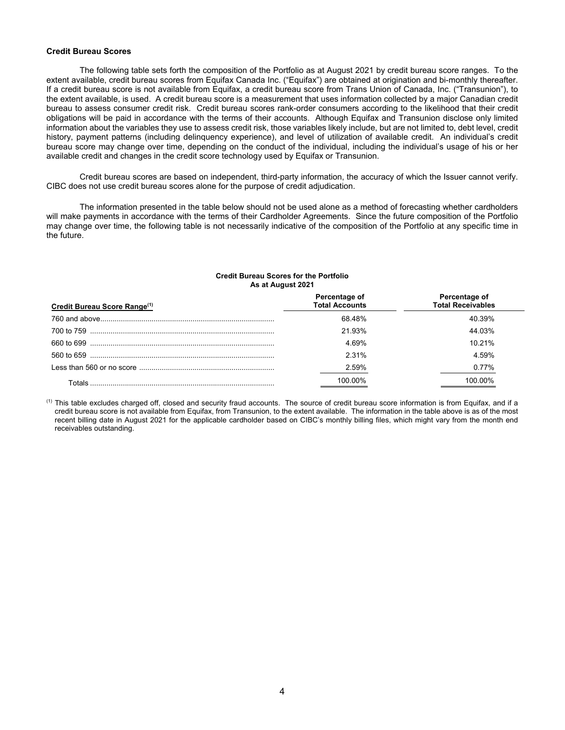**Credit Bureau Scores**

The following table sets forth the composition of the Portfolio as at August 2021 by credit bureau score ranges. To the extent available, credit bureau scores from Equifax Canada Inc. ("Equifax") are obtained at origination and bi-monthly thereafter. If a credit bureau score is not available from Equifax, a credit bureau score from Trans Union of Canada, Inc. ("Transunion"), to the extent available, is used. A credit bureau score is a measurement that uses information collected by a major Canadian credit bureau to assess consumer credit risk. Credit bureau scores rank-order consumers according to the likelihood that their credit obligations will be paid in accordance with the terms of their accounts. Although Equifax and Transunion disclose only limited information about the variables they use to assess credit risk, those variables likely include, but are not limited to, debt level, credit history, payment patterns (including delinquency experience), and level of utilization of available credit. An individual's credit bureau score may change over time, depending on the conduct of the individual, including the individual's usage of his or her available credit and changes in the credit score technology used by Equifax or Transunion.

Credit bureau scores are based on independent, third-party information, the accuracy of which the Issuer cannot verify. CIBC does not use credit bureau scores alone for the purpose of credit adjudication.

The information presented in the table below should not be used alone as a method of forecasting whether cardholders will make payments in accordance with the terms of their Cardholder Agreements. Since the future composition of the Portfolio may change over time, the following table is not necessarily indicative of the composition of the Portfolio at any specific time in the future.

**Credit Bureau Scores for the Portfolio**
**As at August 2021**

| Credit Bureau Score Range[(1)] | Percentage of Total Accounts | Percentage of Total Receivables |
|---|---|---|
| 760 and above | 68.48% | 40.39% |
| 700 to 759 | 21.93% | 44.03% |
| 660 to 699 | 4.69% | 10.21% |
| 560 to 659 | 2.31% | 4.59% |
| Less than 560 or no score | 2.59% | 0.77% |
| Totals | 100.00% | 100.00% |

(1) This table excludes charged off, closed and security fraud accounts. The source of credit bureau score information is from Equifax, and if a credit bureau score is not available from Equifax, from Transunion, to the extent available. The information in the table above is as of the most recent billing date in August 2021 for the applicable cardholder based on CIBC's monthly billing files, which might vary from the month end receivables outstanding.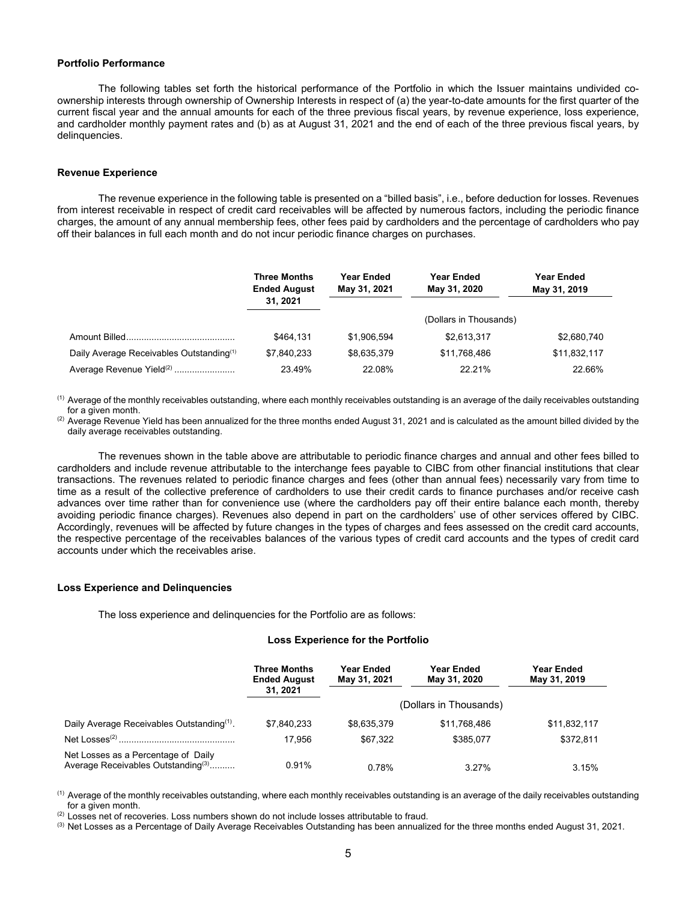**Portfolio Performance**

The following tables set forth the historical performance of the Portfolio in which the Issuer maintains undivided co-ownership interests through ownership of Ownership Interests in respect of (a) the year-to-date amounts for the first quarter of the current fiscal year and the annual amounts for each of the three previous fiscal years, by revenue experience, loss experience, and cardholder monthly payment rates and (b) as at August 31, 2021 and the end of each of the three previous fiscal years, by delinquencies.

**Revenue Experience**

The revenue experience in the following table is presented on a "billed basis", i.e., before deduction for losses. Revenues from interest receivable in respect of credit card receivables will be affected by numerous factors, including the periodic finance charges, the amount of any annual membership fees, other fees paid by cardholders and the percentage of cardholders who pay off their balances in full each month and do not incur periodic finance charges on purchases.

| | Three Months Ended August 31, 2021 | Year Ended May 31, 2021 | Year Ended May 31, 2020 | Year Ended May 31, 2019 |
|---|---|---|---|---|
| | | | (Dollars in Thousands) | |
| Amount Billed | $464,131 | $1,906,594 | $2,613,317 | $2,680,740 |
| Daily Average Receivables Outstanding[(1)] | $7,840,233 | $8,635,379 | $11,768,486 | $11,832,117 |
| Average Revenue Yield[(2)] | 23.49% | 22.08% | 22.21% | 22.66% |

[(1)] Average of the monthly receivables outstanding, where each monthly receivables outstanding is an average of the daily receivables outstanding for a given month.

[(2)] Average Revenue Yield has been annualized for the three months ended August 31, 2021 and is calculated as the amount billed divided by the daily average receivables outstanding.

The revenues shown in the table above are attributable to periodic finance charges and annual and other fees billed to cardholders and include revenue attributable to the interchange fees payable to CIBC from other financial institutions that clear transactions. The revenues related to periodic finance charges and fees (other than annual fees) necessarily vary from time to time as a result of the collective preference of cardholders to use their credit cards to finance purchases and/or receive cash advances over time rather than for convenience use (where the cardholders pay off their entire balance each month, thereby avoiding periodic finance charges). Revenues also depend in part on the cardholders' use of other services offered by CIBC. Accordingly, revenues will be affected by future changes in the types of charges and fees assessed on the credit card accounts, the respective percentage of the receivables balances of the various types of credit card accounts and the types of credit card accounts under which the receivables arise.

**Loss Experience and Delinquencies**

The loss experience and delinquencies for the Portfolio are as follows:

**Loss Experience for the Portfolio**

| | Three Months Ended August 31, 2021 | Year Ended May 31, 2021 | Year Ended May 31, 2020 | Year Ended May 31, 2019 |
|---|---|---|---|---|
| | | | (Dollars in Thousands) | |
| Daily Average Receivables Outstanding[(1)] | $7,840,233 | $8,635,379 | $11,768,486 | $11,832,117 |
| Net Losses[(2)] | 17,956 | $67,322 | $385,077 | $372,811 |
| Net Losses as a Percentage of Daily Average Receivables Outstanding[(3)] | 0.91% | 0.78% | 3.27% | 3.15% |

[(1)] Average of the monthly receivables outstanding, where each monthly receivables outstanding is an average of the daily receivables outstanding for a given month.

[(2)] Losses net of recoveries. Loss numbers shown do not include losses attributable to fraud.

[(3)] Net Losses as a Percentage of Daily Average Receivables Outstanding has been annualized for the three months ended August 31, 2021.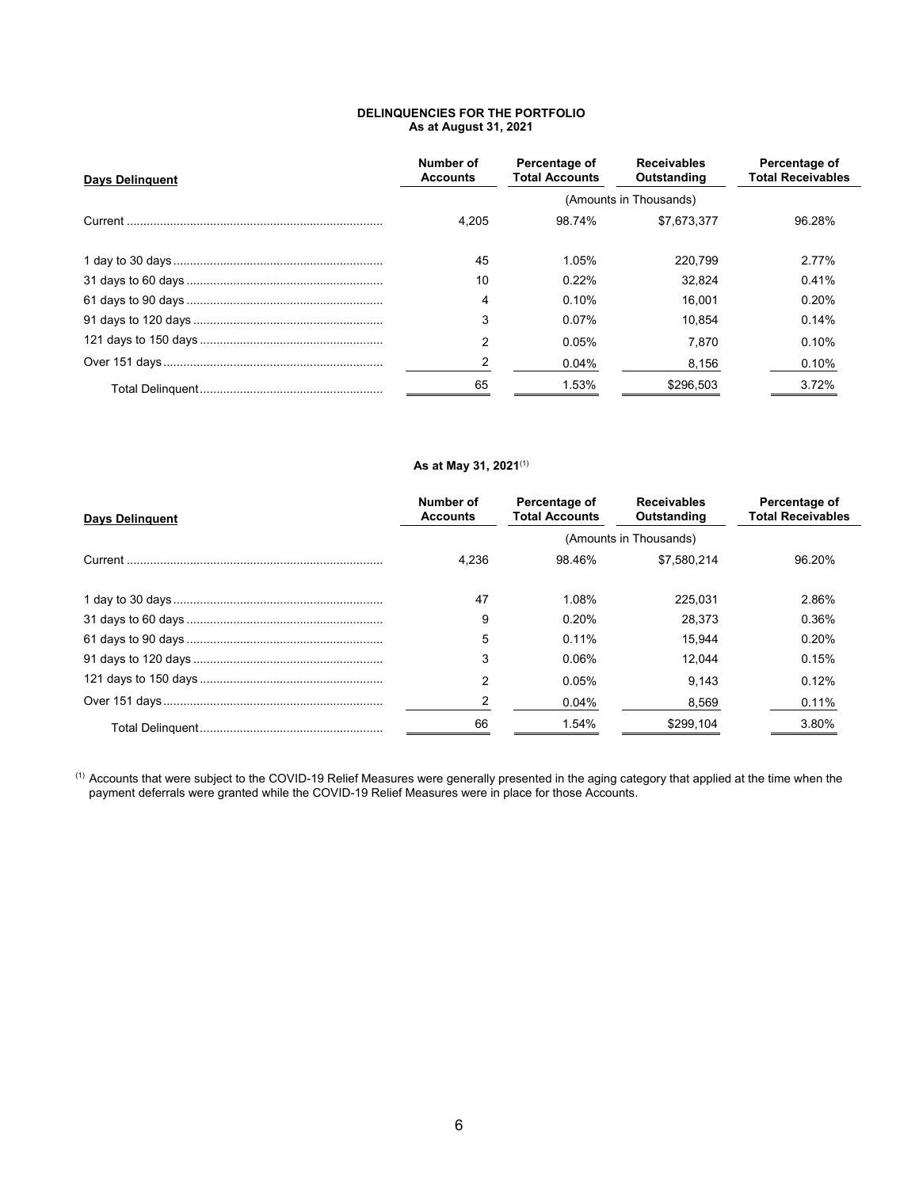**DELINQUENCIES FOR THE PORTFOLIO**
**As at August 31, 2021**

| Days Delinquent | Number of Accounts | Percentage of Total Accounts | Receivables Outstanding | Percentage of Total Receivables |
|---|---|---|---|---|
| | | (Amounts in Thousands) | | |
| Current | 4,205 | 98.74% | $7,673,377 | 96.28% |
| 1 day to 30 days | 45 | 1.05% | 220,799 | 2.77% |
| 31 days to 60 days | 10 | 0.22% | 32,824 | 0.41% |
| 61 days to 90 days | 4 | 0.10% | 16,001 | 0.20% |
| 91 days to 120 days | 3 | 0.07% | 10,854 | 0.14% |
| 121 days to 150 days | 2 | 0.05% | 7,870 | 0.10% |
| Over 151 days | 2 | 0.04% | 8,156 | 0.10% |
| Total Delinquent | 65 | 1.53% | $296,503 | 3.72% |

**As at May 31, 2021**[(1)]

| Days Delinquent | Number of Accounts | Percentage of Total Accounts | Receivables Outstanding | Percentage of Total Receivables |
|---|---|---|---|---|
| | | (Amounts in Thousands) | | |
| Current | 4,236 | 98.46% | $7,580,214 | 96.20% |
| 1 day to 30 days | 47 | 1.08% | 225,031 | 2.86% |
| 31 days to 60 days | 9 | 0.20% | 28,373 | 0.36% |
| 61 days to 90 days | 5 | 0.11% | 15,944 | 0.20% |
| 91 days to 120 days | 3 | 0.06% | 12,044 | 0.15% |
| 121 days to 150 days | 2 | 0.05% | 9,143 | 0.12% |
| Over 151 days | 2 | 0.04% | 8,569 | 0.11% |
| Total Delinquent | 66 | 1.54% | $299,104 | 3.80% |

(1) Accounts that were subject to the COVID-19 Relief Measures were generally presented in the aging category that applied at the time when the payment deferrals were granted while the COVID-19 Relief Measures were in place for those Accounts.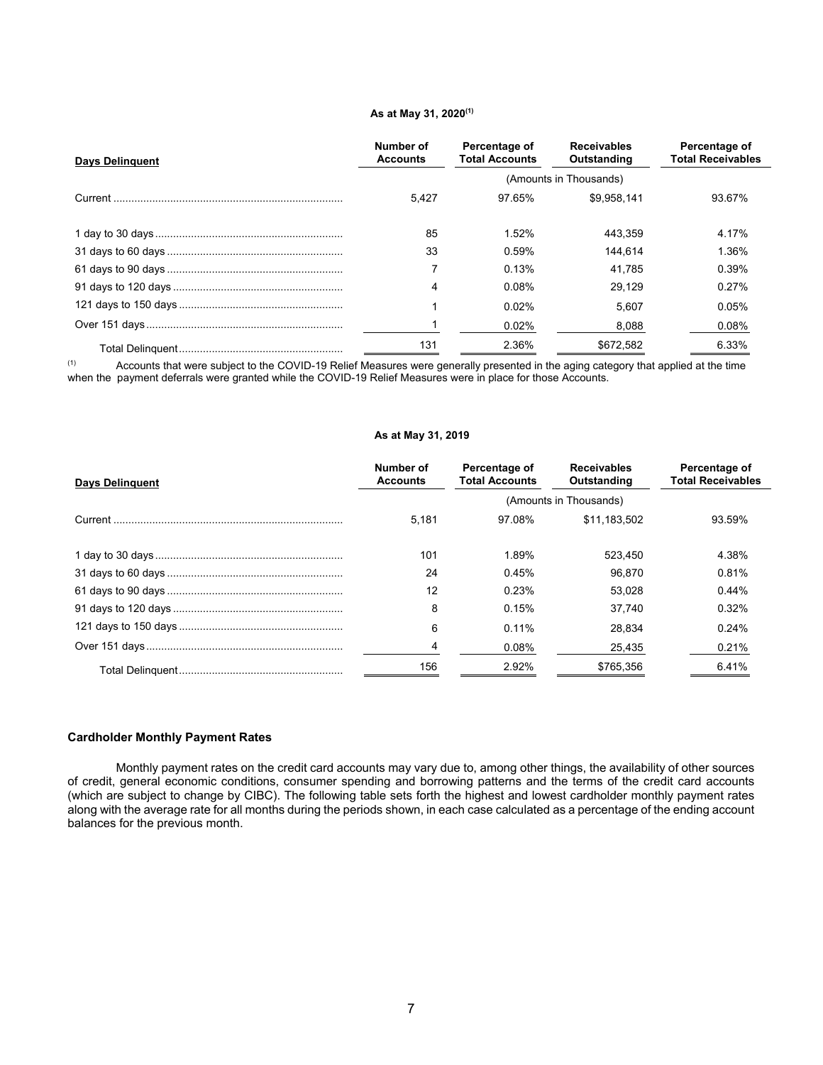**As at May 31, 2020[(1)]**

| Days Delinquent | Number of Accounts | Percentage of Total Accounts | Receivables Outstanding | Percentage of Total Receivables |
|---|---|---|---|---|
| | | (Amounts in Thousands) | | |
| Current | 5,427 | 97.65% | $9,958,141 | 93.67% |
| 1 day to 30 days | 85 | 1.52% | 443,359 | 4.17% |
| 31 days to 60 days | 33 | 0.59% | 144,614 | 1.36% |
| 61 days to 90 days | 7 | 0.13% | 41,785 | 0.39% |
| 91 days to 120 days | 4 | 0.08% | 29,129 | 0.27% |
| 121 days to 150 days | 1 | 0.02% | 5,607 | 0.05% |
| Over 151 days | 1 | 0.02% | 8,088 | 0.08% |
| Total Delinquent | 131 | 2.36% | $672,582 | 6.33% |

(1) Accounts that were subject to the COVID-19 Relief Measures were generally presented in the aging category that applied at the time when the payment deferrals were granted while the COVID-19 Relief Measures were in place for those Accounts.

**As at May 31, 2019**

| Days Delinquent | Number of Accounts | Percentage of Total Accounts | Receivables Outstanding | Percentage of Total Receivables |
|---|---|---|---|---|
| | | (Amounts in Thousands) | | |
| Current | 5,181 | 97.08% | $11,183,502 | 93.59% |
| 1 day to 30 days | 101 | 1.89% | 523,450 | 4.38% |
| 31 days to 60 days | 24 | 0.45% | 96,870 | 0.81% |
| 61 days to 90 days | 12 | 0.23% | 53,028 | 0.44% |
| 91 days to 120 days | 8 | 0.15% | 37,740 | 0.32% |
| 121 days to 150 days | 6 | 0.11% | 28,834 | 0.24% |
| Over 151 days | 4 | 0.08% | 25,435 | 0.21% |
| Total Delinquent | 156 | 2.92% | $765,356 | 6.41% |

**Cardholder Monthly Payment Rates**

Monthly payment rates on the credit card accounts may vary due to, among other things, the availability of other sources of credit, general economic conditions, consumer spending and borrowing patterns and the terms of the credit card accounts (which are subject to change by CIBC). The following table sets forth the highest and lowest cardholder monthly payment rates along with the average rate for all months during the periods shown, in each case calculated as a percentage of the ending account balances for the previous month.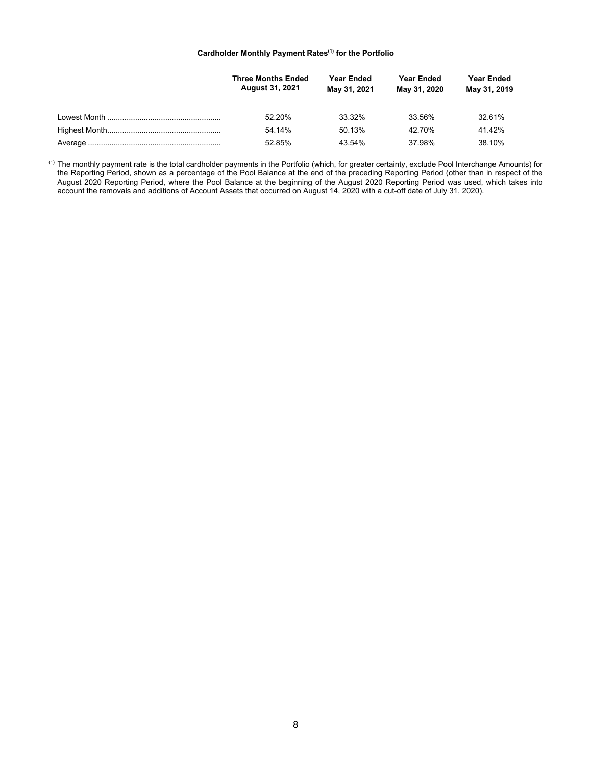**Cardholder Monthly Payment Rates[(1)] for the Portfolio**

| | Three Months Ended August 31, 2021 | Year Ended May 31, 2021 | Year Ended May 31, 2020 | Year Ended May 31, 2019 |
|---|---|---|---|---|
| Lowest Month | 52.20% | 33.32% | 33.56% | 32.61% |
| Highest Month | 54.14% | 50.13% | 42.70% | 41.42% |
| Average | 52.85% | 43.54% | 37.98% | 38.10% |

[(1)] The monthly payment rate is the total cardholder payments in the Portfolio (which, for greater certainty, exclude Pool Interchange Amounts) for the Reporting Period, shown as a percentage of the Pool Balance at the end of the preceding Reporting Period (other than in respect of the August 2020 Reporting Period, where the Pool Balance at the beginning of the August 2020 Reporting Period was used, which takes into account the removals and additions of Account Assets that occurred on August 14, 2020 with a cut-off date of July 31, 2020).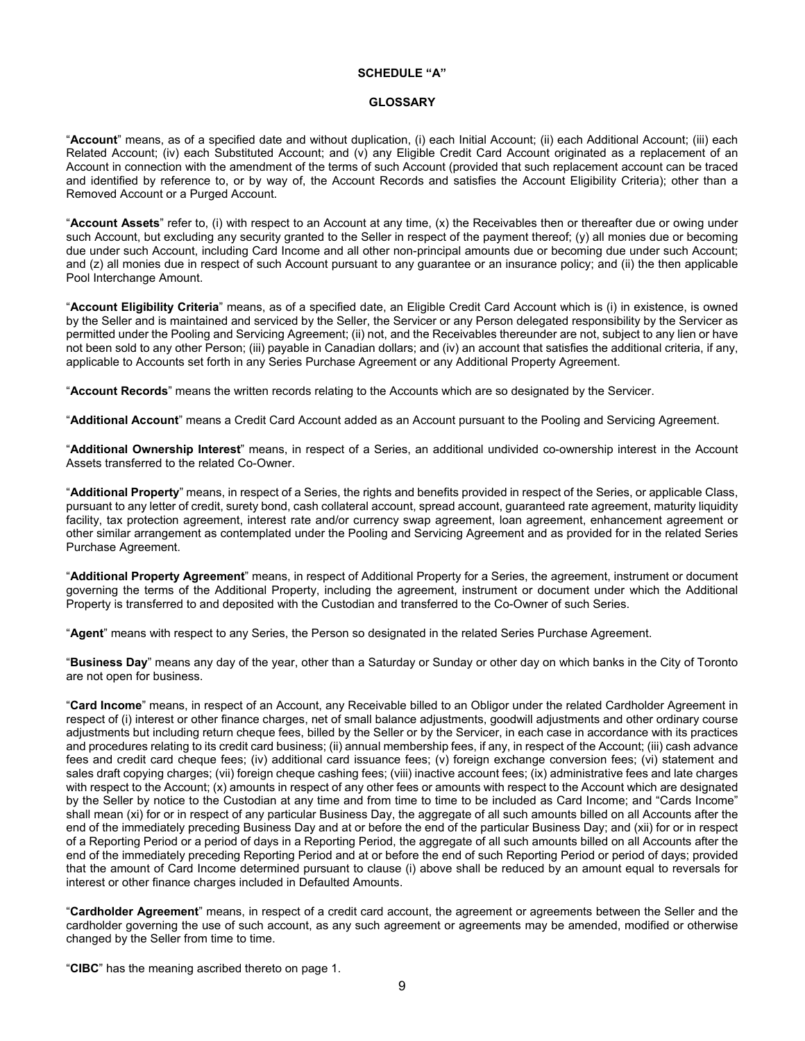**SCHEDULE "A"**

**GLOSSARY**

"**Account**" means, as of a specified date and without duplication, (i) each Initial Account; (ii) each Additional Account; (iii) each Related Account; (iv) each Substituted Account; and (v) any Eligible Credit Card Account originated as a replacement of an Account in connection with the amendment of the terms of such Account (provided that such replacement account can be traced and identified by reference to, or by way of, the Account Records and satisfies the Account Eligibility Criteria); other than a Removed Account or a Purged Account.

"**Account Assets**" refer to, (i) with respect to an Account at any time, (x) the Receivables then or thereafter due or owing under such Account, but excluding any security granted to the Seller in respect of the payment thereof; (y) all monies due or becoming due under such Account, including Card Income and all other non-principal amounts due or becoming due under such Account; and (z) all monies due in respect of such Account pursuant to any guarantee or an insurance policy; and (ii) the then applicable Pool Interchange Amount.

"**Account Eligibility Criteria**" means, as of a specified date, an Eligible Credit Card Account which is (i) in existence, is owned by the Seller and is maintained and serviced by the Seller, the Servicer or any Person delegated responsibility by the Servicer as permitted under the Pooling and Servicing Agreement; (ii) not, and the Receivables thereunder are not, subject to any lien or have not been sold to any other Person; (iii) payable in Canadian dollars; and (iv) an account that satisfies the additional criteria, if any, applicable to Accounts set forth in any Series Purchase Agreement or any Additional Property Agreement.

"**Account Records**" means the written records relating to the Accounts which are so designated by the Servicer.

"**Additional Account**" means a Credit Card Account added as an Account pursuant to the Pooling and Servicing Agreement.

"**Additional Ownership Interest**" means, in respect of a Series, an additional undivided co-ownership interest in the Account Assets transferred to the related Co-Owner.

"**Additional Property**" means, in respect of a Series, the rights and benefits provided in respect of the Series, or applicable Class, pursuant to any letter of credit, surety bond, cash collateral account, spread account, guaranteed rate agreement, maturity liquidity facility, tax protection agreement, interest rate and/or currency swap agreement, loan agreement, enhancement agreement or other similar arrangement as contemplated under the Pooling and Servicing Agreement and as provided for in the related Series Purchase Agreement.

"**Additional Property Agreement**" means, in respect of Additional Property for a Series, the agreement, instrument or document governing the terms of the Additional Property, including the agreement, instrument or document under which the Additional Property is transferred to and deposited with the Custodian and transferred to the Co-Owner of such Series.

"**Agent**" means with respect to any Series, the Person so designated in the related Series Purchase Agreement.

"**Business Day**" means any day of the year, other than a Saturday or Sunday or other day on which banks in the City of Toronto are not open for business.

"**Card Income**" means, in respect of an Account, any Receivable billed to an Obligor under the related Cardholder Agreement in respect of (i) interest or other finance charges, net of small balance adjustments, goodwill adjustments and other ordinary course adjustments but including return cheque fees, billed by the Seller or by the Servicer, in each case in accordance with its practices and procedures relating to its credit card business; (ii) annual membership fees, if any, in respect of the Account; (iii) cash advance fees and credit card cheque fees; (iv) additional card issuance fees; (v) foreign exchange conversion fees; (vi) statement and sales draft copying charges; (vii) foreign cheque cashing fees; (viii) inactive account fees; (ix) administrative fees and late charges with respect to the Account; (x) amounts in respect of any other fees or amounts with respect to the Account which are designated by the Seller by notice to the Custodian at any time and from time to time to be included as Card Income; and "Cards Income" shall mean (xi) for or in respect of any particular Business Day, the aggregate of all such amounts billed on all Accounts after the end of the immediately preceding Business Day and at or before the end of the particular Business Day; and (xii) for or in respect of a Reporting Period or a period of days in a Reporting Period, the aggregate of all such amounts billed on all Accounts after the end of the immediately preceding Reporting Period and at or before the end of such Reporting Period or period of days; provided that the amount of Card Income determined pursuant to clause (i) above shall be reduced by an amount equal to reversals for interest or other finance charges included in Defaulted Amounts.

"**Cardholder Agreement**" means, in respect of a credit card account, the agreement or agreements between the Seller and the cardholder governing the use of such account, as any such agreement or agreements may be amended, modified or otherwise changed by the Seller from time to time.

"**CIBC**" has the meaning ascribed thereto on page 1.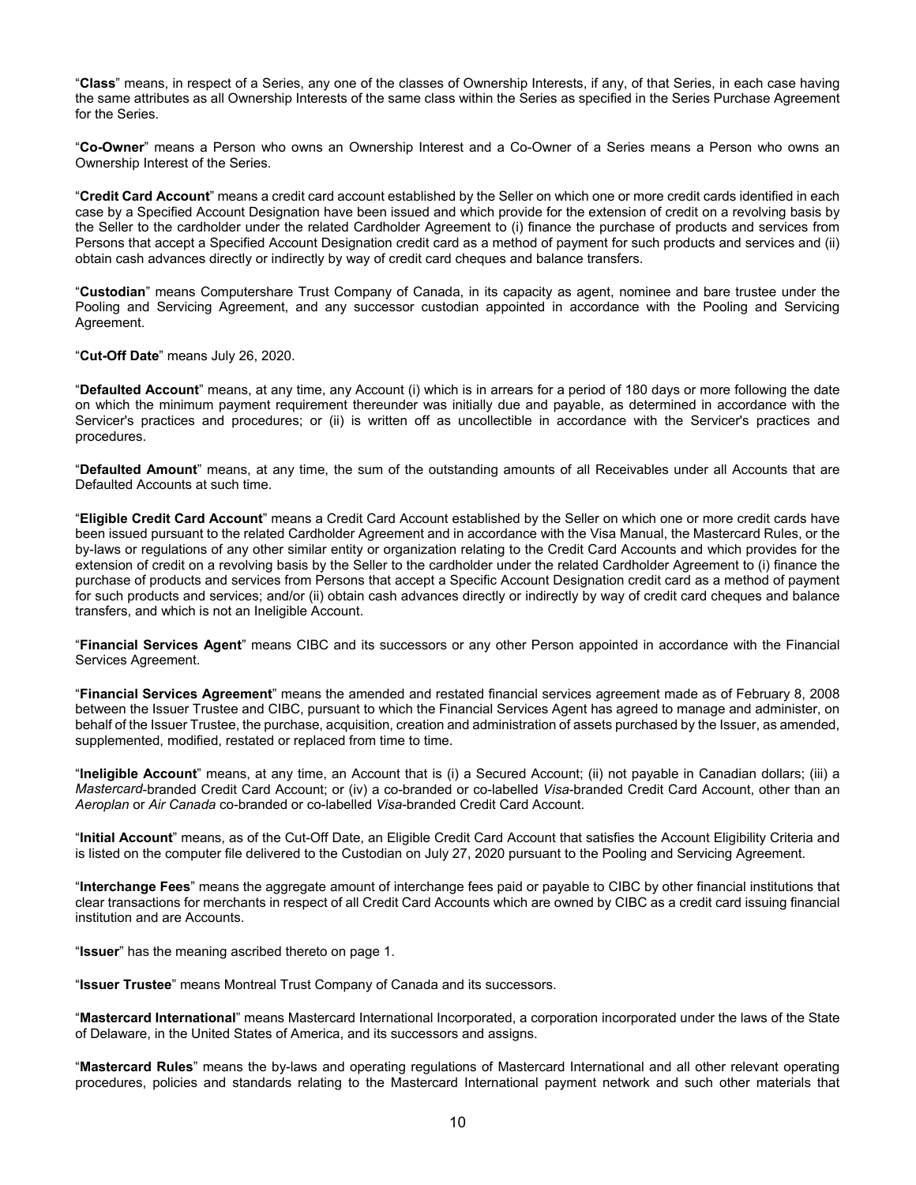"**Class**" means, in respect of a Series, any one of the classes of Ownership Interests, if any, of that Series, in each case having the same attributes as all Ownership Interests of the same class within the Series as specified in the Series Purchase Agreement for the Series.

"**Co-Owner**" means a Person who owns an Ownership Interest and a Co-Owner of a Series means a Person who owns an Ownership Interest of the Series.

"**Credit Card Account**" means a credit card account established by the Seller on which one or more credit cards identified in each case by a Specified Account Designation have been issued and which provide for the extension of credit on a revolving basis by the Seller to the cardholder under the related Cardholder Agreement to (i) finance the purchase of products and services from Persons that accept a Specified Account Designation credit card as a method of payment for such products and services and (ii) obtain cash advances directly or indirectly by way of credit card cheques and balance transfers.

"**Custodian**" means Computershare Trust Company of Canada, in its capacity as agent, nominee and bare trustee under the Pooling and Servicing Agreement, and any successor custodian appointed in accordance with the Pooling and Servicing Agreement.

"**Cut-Off Date**" means July 26, 2020.

"**Defaulted Account**" means, at any time, any Account (i) which is in arrears for a period of 180 days or more following the date on which the minimum payment requirement thereunder was initially due and payable, as determined in accordance with the Servicer's practices and procedures; or (ii) is written off as uncollectible in accordance with the Servicer's practices and procedures.

"**Defaulted Amount**" means, at any time, the sum of the outstanding amounts of all Receivables under all Accounts that are Defaulted Accounts at such time.

"**Eligible Credit Card Account**" means a Credit Card Account established by the Seller on which one or more credit cards have been issued pursuant to the related Cardholder Agreement and in accordance with the Visa Manual, the Mastercard Rules, or the by-laws or regulations of any other similar entity or organization relating to the Credit Card Accounts and which provides for the extension of credit on a revolving basis by the Seller to the cardholder under the related Cardholder Agreement to (i) finance the purchase of products and services from Persons that accept a Specific Account Designation credit card as a method of payment for such products and services; and/or (ii) obtain cash advances directly or indirectly by way of credit card cheques and balance transfers, and which is not an Ineligible Account.

"**Financial Services Agent**" means CIBC and its successors or any other Person appointed in accordance with the Financial Services Agreement.

"**Financial Services Agreement**" means the amended and restated financial services agreement made as of February 8, 2008 between the Issuer Trustee and CIBC, pursuant to which the Financial Services Agent has agreed to manage and administer, on behalf of the Issuer Trustee, the purchase, acquisition, creation and administration of assets purchased by the Issuer, as amended, supplemented, modified, restated or replaced from time to time.

"**Ineligible Account**" means, at any time, an Account that is (i) a Secured Account; (ii) not payable in Canadian dollars; (iii) a *Mastercard*-branded Credit Card Account; or (iv) a co-branded or co-labelled *Visa*-branded Credit Card Account, other than an *Aeroplan* or *Air Canada* co-branded or co-labelled *Visa*-branded Credit Card Account.

"**Initial Account**" means, as of the Cut-Off Date, an Eligible Credit Card Account that satisfies the Account Eligibility Criteria and is listed on the computer file delivered to the Custodian on July 27, 2020 pursuant to the Pooling and Servicing Agreement.

"**Interchange Fees**" means the aggregate amount of interchange fees paid or payable to CIBC by other financial institutions that clear transactions for merchants in respect of all Credit Card Accounts which are owned by CIBC as a credit card issuing financial institution and are Accounts.

"**Issuer**" has the meaning ascribed thereto on page 1.

"**Issuer Trustee**" means Montreal Trust Company of Canada and its successors.

"**Mastercard International**" means Mastercard International Incorporated, a corporation incorporated under the laws of the State of Delaware, in the United States of America, and its successors and assigns.

"**Mastercard Rules**" means the by-laws and operating regulations of Mastercard International and all other relevant operating procedures, policies and standards relating to the Mastercard International payment network and such other materials that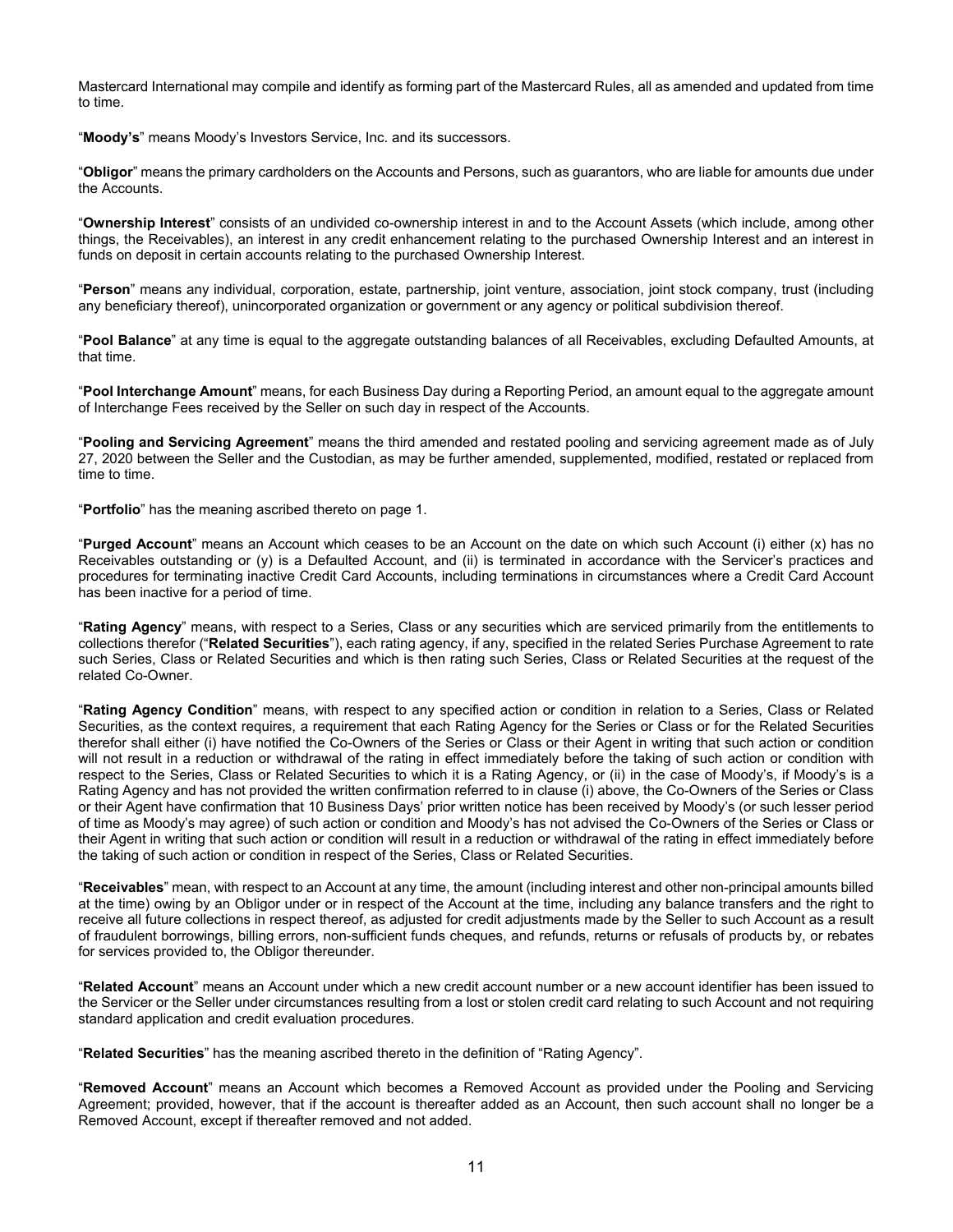Mastercard International may compile and identify as forming part of the Mastercard Rules, all as amended and updated from time to time.

"**Moody's**" means Moody's Investors Service, Inc. and its successors.

"**Obligor**" means the primary cardholders on the Accounts and Persons, such as guarantors, who are liable for amounts due under the Accounts.

"**Ownership Interest**" consists of an undivided co-ownership interest in and to the Account Assets (which include, among other things, the Receivables), an interest in any credit enhancement relating to the purchased Ownership Interest and an interest in funds on deposit in certain accounts relating to the purchased Ownership Interest.

"**Person**" means any individual, corporation, estate, partnership, joint venture, association, joint stock company, trust (including any beneficiary thereof), unincorporated organization or government or any agency or political subdivision thereof.

"**Pool Balance**" at any time is equal to the aggregate outstanding balances of all Receivables, excluding Defaulted Amounts, at that time.

"**Pool Interchange Amount**" means, for each Business Day during a Reporting Period, an amount equal to the aggregate amount of Interchange Fees received by the Seller on such day in respect of the Accounts.

"**Pooling and Servicing Agreement**" means the third amended and restated pooling and servicing agreement made as of July 27, 2020 between the Seller and the Custodian, as may be further amended, supplemented, modified, restated or replaced from time to time.

"**Portfolio**" has the meaning ascribed thereto on page 1.

"**Purged Account**" means an Account which ceases to be an Account on the date on which such Account (i) either (x) has no Receivables outstanding or (y) is a Defaulted Account, and (ii) is terminated in accordance with the Servicer's practices and procedures for terminating inactive Credit Card Accounts, including terminations in circumstances where a Credit Card Account has been inactive for a period of time.

"**Rating Agency**" means, with respect to a Series, Class or any securities which are serviced primarily from the entitlements to collections therefor ("**Related Securities**"), each rating agency, if any, specified in the related Series Purchase Agreement to rate such Series, Class or Related Securities and which is then rating such Series, Class or Related Securities at the request of the related Co-Owner.

"**Rating Agency Condition**" means, with respect to any specified action or condition in relation to a Series, Class or Related Securities, as the context requires, a requirement that each Rating Agency for the Series or Class or for the Related Securities therefor shall either (i) have notified the Co-Owners of the Series or Class or their Agent in writing that such action or condition will not result in a reduction or withdrawal of the rating in effect immediately before the taking of such action or condition with respect to the Series, Class or Related Securities to which it is a Rating Agency, or (ii) in the case of Moody's, if Moody's is a Rating Agency and has not provided the written confirmation referred to in clause (i) above, the Co-Owners of the Series or Class or their Agent have confirmation that 10 Business Days' prior written notice has been received by Moody's (or such lesser period of time as Moody's may agree) of such action or condition and Moody's has not advised the Co-Owners of the Series or Class or their Agent in writing that such action or condition will result in a reduction or withdrawal of the rating in effect immediately before the taking of such action or condition in respect of the Series, Class or Related Securities.

"**Receivables**" mean, with respect to an Account at any time, the amount (including interest and other non-principal amounts billed at the time) owing by an Obligor under or in respect of the Account at the time, including any balance transfers and the right to receive all future collections in respect thereof, as adjusted for credit adjustments made by the Seller to such Account as a result of fraudulent borrowings, billing errors, non-sufficient funds cheques, and refunds, returns or refusals of products by, or rebates for services provided to, the Obligor thereunder.

"**Related Account**" means an Account under which a new credit account number or a new account identifier has been issued to the Servicer or the Seller under circumstances resulting from a lost or stolen credit card relating to such Account and not requiring standard application and credit evaluation procedures.

"**Related Securities**" has the meaning ascribed thereto in the definition of "Rating Agency".

"**Removed Account**" means an Account which becomes a Removed Account as provided under the Pooling and Servicing Agreement; provided, however, that if the account is thereafter added as an Account, then such account shall no longer be a Removed Account, except if thereafter removed and not added.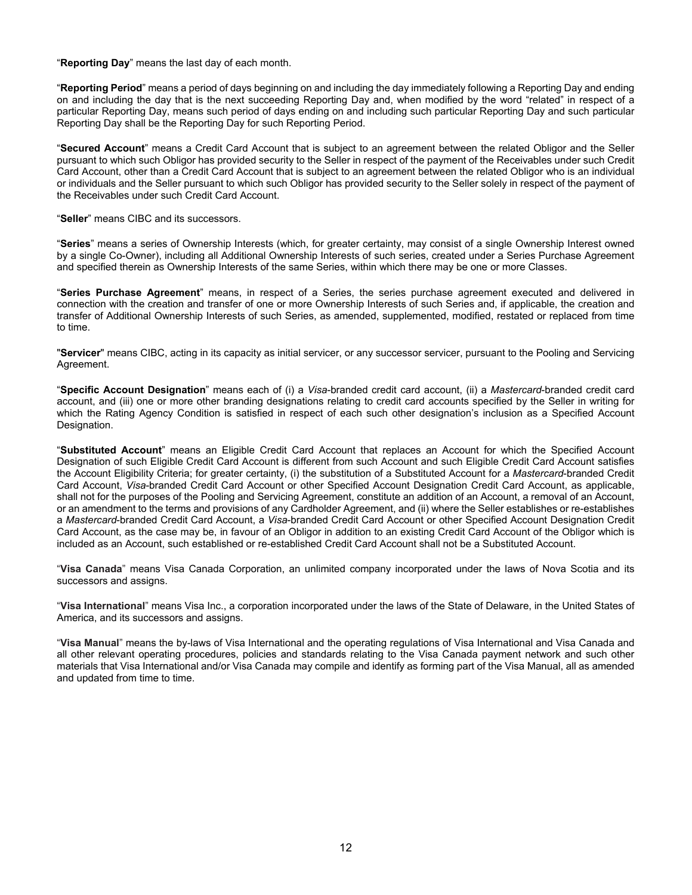"**Reporting Day**" means the last day of each month.

"**Reporting Period**" means a period of days beginning on and including the day immediately following a Reporting Day and ending on and including the day that is the next succeeding Reporting Day and, when modified by the word "related" in respect of a particular Reporting Day, means such period of days ending on and including such particular Reporting Day and such particular Reporting Day shall be the Reporting Day for such Reporting Period.

"**Secured Account**" means a Credit Card Account that is subject to an agreement between the related Obligor and the Seller pursuant to which such Obligor has provided security to the Seller in respect of the payment of the Receivables under such Credit Card Account, other than a Credit Card Account that is subject to an agreement between the related Obligor who is an individual or individuals and the Seller pursuant to which such Obligor has provided security to the Seller solely in respect of the payment of the Receivables under such Credit Card Account.

"**Seller**" means CIBC and its successors.

"**Series**" means a series of Ownership Interests (which, for greater certainty, may consist of a single Ownership Interest owned by a single Co-Owner), including all Additional Ownership Interests of such series, created under a Series Purchase Agreement and specified therein as Ownership Interests of the same Series, within which there may be one or more Classes.

"**Series Purchase Agreement**" means, in respect of a Series, the series purchase agreement executed and delivered in connection with the creation and transfer of one or more Ownership Interests of such Series and, if applicable, the creation and transfer of Additional Ownership Interests of such Series, as amended, supplemented, modified, restated or replaced from time to time.

"**Servicer**" means CIBC, acting in its capacity as initial servicer, or any successor servicer, pursuant to the Pooling and Servicing Agreement.

"**Specific Account Designation**" means each of (i) a *Visa*-branded credit card account, (ii) a *Mastercard*-branded credit card account, and (iii) one or more other branding designations relating to credit card accounts specified by the Seller in writing for which the Rating Agency Condition is satisfied in respect of each such other designation's inclusion as a Specified Account Designation.

"**Substituted Account**" means an Eligible Credit Card Account that replaces an Account for which the Specified Account Designation of such Eligible Credit Card Account is different from such Account and such Eligible Credit Card Account satisfies the Account Eligibility Criteria; for greater certainty, (i) the substitution of a Substituted Account for a *Mastercard*-branded Credit Card Account, *Visa*-branded Credit Card Account or other Specified Account Designation Credit Card Account, as applicable, shall not for the purposes of the Pooling and Servicing Agreement, constitute an addition of an Account, a removal of an Account, or an amendment to the terms and provisions of any Cardholder Agreement, and (ii) where the Seller establishes or re-establishes a *Mastercard*-branded Credit Card Account, a *Visa*-branded Credit Card Account or other Specified Account Designation Credit Card Account, as the case may be, in favour of an Obligor in addition to an existing Credit Card Account of the Obligor which is included as an Account, such established or re-established Credit Card Account shall not be a Substituted Account.

"**Visa Canada**" means Visa Canada Corporation, an unlimited company incorporated under the laws of Nova Scotia and its successors and assigns.

"**Visa International**" means Visa Inc., a corporation incorporated under the laws of the State of Delaware, in the United States of America, and its successors and assigns.

"**Visa Manual**" means the by-laws of Visa International and the operating regulations of Visa International and Visa Canada and all other relevant operating procedures, policies and standards relating to the Visa Canada payment network and such other materials that Visa International and/or Visa Canada may compile and identify as forming part of the Visa Manual, all as amended and updated from time to time.